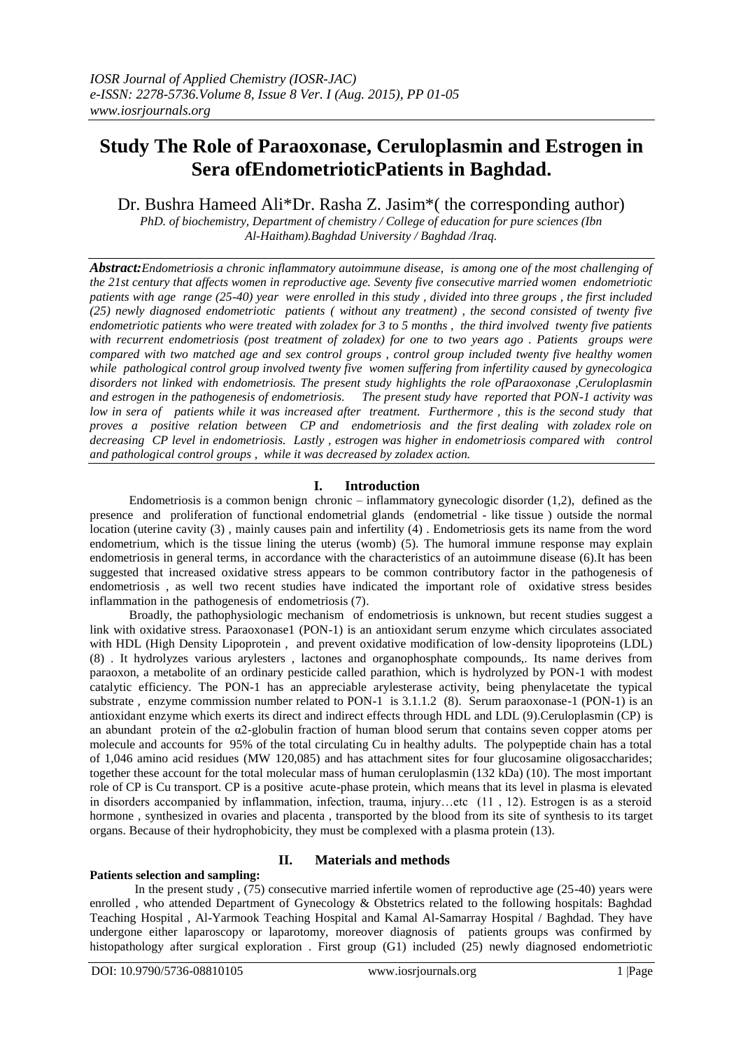# Study The Role of Paraoxonase, Ceruloplasmin and Estrogen in Sera ofEndometrioticPatients in Baghdad.

Dr. Bushra Hameed Ali*Dr. Rasha Z. Jasim*( the corresponding author)

*PhD. of biochemistry, Department of chemistry / College of education for pure sciences (Ibn Al-Haitham).Baghdad University / Baghdad /Iraq.*

***Abstract:****Endometriosis a chronic inflammatory autoimmune disease, is among one of the most challenging of the 21st century that affects women in reproductive age. Seventy five consecutive married women endometriotic patients with age range (25-40) year were enrolled in this study , divided into three groups , the first included (25) newly diagnosed endometriotic patients ( without any treatment) , the second consisted of twenty five endometriotic patients who were treated with zoladex for 3 to 5 months , the third involved twenty five patients with recurrent endometriosis (post treatment of zoladex) for one to two years ago . Patients groups were compared with two matched age and sex control groups , control group included twenty five healthy women while pathological control group involved twenty five women suffering from infertility caused by gynecologica disorders not linked with endometriosis. The present study highlights the role ofParaoxonase ,Ceruloplasmin and estrogen in the pathogenesis of endometriosis. The present study have reported that PON-1 activity was low in sera of patients while it was increased after treatment. Furthermore , this is the second study that proves a positive relation between CP and endometriosis and the first dealing with zoladex role on decreasing CP level in endometriosis. Lastly , estrogen was higher in endometriosis compared with control and pathological control groups , while it was decreased by zoladex action.*

## I. Introduction

Endometriosis is a common benign chronic – inflammatory gynecologic disorder (1,2), defined as the presence and proliferation of functional endometrial glands (endometrial - like tissue ) outside the normal location (uterine cavity (3) , mainly causes pain and infertility (4) . Endometriosis gets its name from the word endometrium, which is the tissue lining the uterus (womb) (5). The humoral immune response may explain endometriosis in general terms, in accordance with the characteristics of an autoimmune disease (6).It has been suggested that increased oxidative stress appears to be common contributory factor in the pathogenesis of endometriosis , as well two recent studies have indicated the important role of oxidative stress besides inflammation in the pathogenesis of endometriosis (7).

Broadly, the pathophysiologic mechanism of endometriosis is unknown, but recent studies suggest a link with oxidative stress. Paraoxonase1 (PON-1) is an antioxidant serum enzyme which circulates associated with HDL (High Density Lipoprotein , and prevent oxidative modification of low-density lipoproteins (LDL) (8) . It hydrolyzes various arylesters , lactones and organophosphate compounds,. Its name derives from paraoxon, a metabolite of an ordinary pesticide called parathion, which is hydrolyzed by PON-1 with modest catalytic efficiency. The PON-1 has an appreciable arylesterase activity, being phenylacetate the typical substrate , enzyme commission number related to PON-1 is 3.1.1.2 (8). Serum paraoxonase-1 (PON-1) is an antioxidant enzyme which exerts its direct and indirect effects through HDL and LDL (9).Ceruloplasmin (CP) is an abundant protein of the α2-globulin fraction of human blood serum that contains seven copper atoms per molecule and accounts for the 95% of the total circulating Cu in healthy adults. The polypeptide chain has a total of 1,046 amino acid residues (MW 120,085) and has attachment sites for four glucosamine oligosaccharides; together these account for the total molecular mass of human ceruloplasmin (132 kDa) (10). The most important role of CP is Cu transport. CP is a positive acute-phase protein, which means that its level in plasma is elevated in disorders accompanied by inflammation, infection, trauma, injury…etc (11 , 12). Estrogen is as a steroid hormone , synthesized in ovaries and placenta , transported by the blood from its site of synthesis to its target organs. Because of their hydrophobicity, they must be complexed with a plasma protein (13).

## II. Materials and methods

**Patients selection and sampling:**

In the present study , (75) consecutive married infertile women of reproductive age (25-40) years were enrolled , who attended Department of Gynecology & Obstetrics related to the following hospitals: Baghdad Teaching Hospital , Al-Yarmook Teaching Hospital and Kamal Al-Samarray Hospital / Baghdad. They have undergone either laparoscopy or laparotomy, moreover diagnosis of patients groups was confirmed by histopathology after surgical exploration . First group (G1) included (25) newly diagnosed endometriotic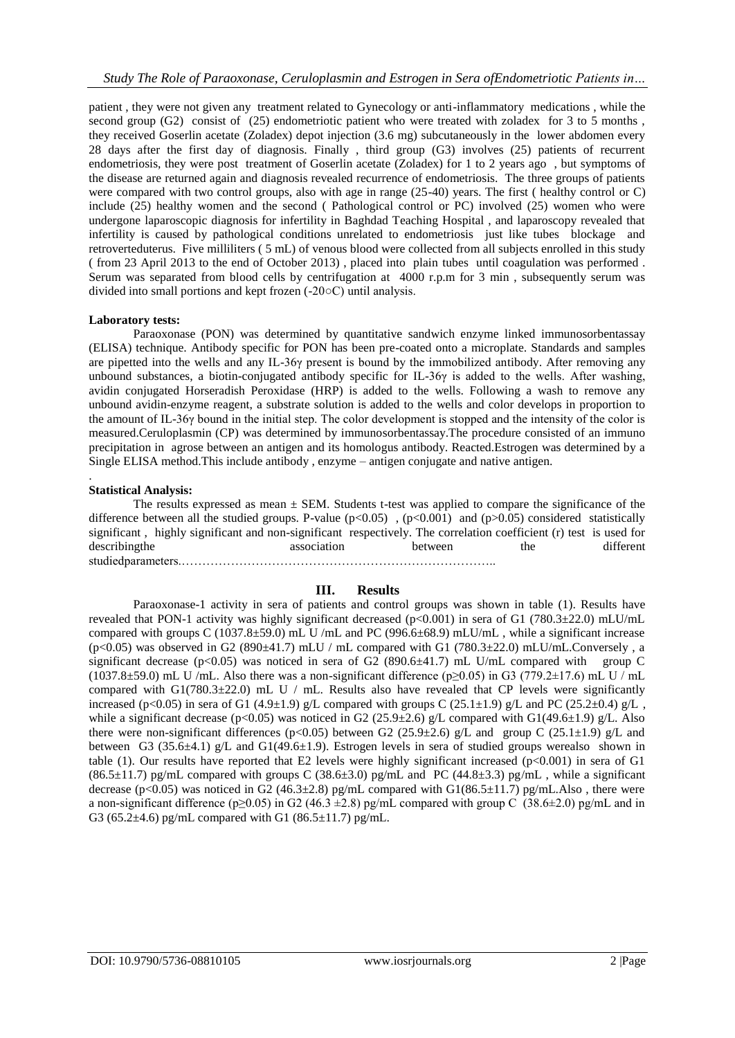patient , they were not given any treatment related to Gynecology or anti-inflammatory medications , while the second group (G2) consist of (25) endometriotic patient who were treated with zoladex for 3 to 5 months , they received Goserlin acetate (Zoladex) depot injection (3.6 mg) subcutaneously in the lower abdomen every 28 days after the first day of diagnosis. Finally , third group (G3) involves (25) patients of recurrent endometriosis, they were post treatment of Goserlin acetate (Zoladex) for 1 to 2 years ago , but symptoms of the disease are returned again and diagnosis revealed recurrence of endometriosis. The three groups of patients were compared with two control groups, also with age in range (25-40) years. The first ( healthy control or C) include (25) healthy women and the second ( Pathological control or PC) involved (25) women who were undergone laparoscopic diagnosis for infertility in Baghdad Teaching Hospital , and laparoscopy revealed that infertility is caused by pathological conditions unrelated to endometriosis just like tubes blockage and retroverteduterus. Five milliliters ( 5 mL) of venous blood were collected from all subjects enrolled in this study ( from 23 April 2013 to the end of October 2013) , placed into plain tubes until coagulation was performed . Serum was separated from blood cells by centrifugation at 4000 r.p.m for 3 min , subsequently serum was divided into small portions and kept frozen (-20○C) until analysis.

**Laboratory tests:**

Paraoxonase (PON) was determined by quantitative sandwich enzyme linked immunosorbentassay (ELISA) technique. Antibody specific for PON has been pre-coated onto a microplate. Standards and samples are pipetted into the wells and any IL-36γ present is bound by the immobilized antibody. After removing any unbound substances, a biotin-conjugated antibody specific for IL-36γ is added to the wells. After washing, avidin conjugated Horseradish Peroxidase (HRP) is added to the wells. Following a wash to remove any unbound avidin-enzyme reagent, a substrate solution is added to the wells and color develops in proportion to the amount of IL-36γ bound in the initial step. The color development is stopped and the intensity of the color is measured.Ceruloplasmin (CP) was determined by immunosorbentassay.The procedure consisted of an immuno precipitation in agrose between an antigen and its homologus antibody. Reacted.Estrogen was determined by a Single ELISA method.This include antibody , enzyme – antigen conjugate and native antigen.

.

**Statistical Analysis:**

The results expressed as mean ± SEM. Students t-test was applied to compare the significance of the difference between all the studied groups. P-value ($p<0.05$) , ($p<0.001$) and ($p>0.05$) considered statistically significant , highly significant and non-significant respectively. The correlation coefficient (r) test is used for describingthe association between the different studiedparameters.…………………………………………………………………..

## III. Results

Paraoxonase-1 activity in sera of patients and control groups was shown in table (1). Results have revealed that PON-1 activity was highly significant decreased ($p<0.001$) in sera of G1 (780.3±22.0) mLU/mL compared with groups C (1037.8±59.0) mL U /mL and PC (996.6±68.9) mLU/mL , while a significant increase ($p<0.05$) was observed in G2 (890±41.7) mLU / mL compared with G1 (780.3±22.0) mLU/mL.Conversely , a significant decrease ($p<0.05$) was noticed in sera of G2 (890.6±41.7) mL U/mL compared with group C (1037.8±59.0) mL U /mL. Also there was a non-significant difference ($p\geq0.05$) in G3 (779.2±17.6) mL U / mL compared with G1(780.3±22.0) mL U / mL. Results also have revealed that CP levels were significantly increased ($p<0.05$) in sera of G1 (4.9±1.9) g/L compared with groups C (25.1±1.9) g/L and PC (25.2±0.4) g/L , while a significant decrease ($p<0.05$) was noticed in G2 (25.9±2.6) g/L compared with G1(49.6±1.9) g/L. Also there were non-significant differences ($p<0.05$) between G2 (25.9±2.6) g/L and group C (25.1±1.9) g/L and between G3 (35.6±4.1) g/L and G1(49.6±1.9). Estrogen levels in sera of studied groups werealso shown in table (1). Our results have reported that E2 levels were highly significant increased ($p<0.001$) in sera of G1 (86.5±11.7) pg/mL compared with groups C (38.6±3.0) pg/mL and PC (44.8±3.3) pg/mL , while a significant decrease ($p<0.05$) was noticed in G2 (46.3±2.8) pg/mL compared with G1(86.5±11.7) pg/mL.Also , there were a non-significant difference ($p\geq0.05$) in G2 (46.3 ±2.8) pg/mL compared with group C (38.6±2.0) pg/mL and in G3 (65.2±4.6) pg/mL compared with G1 (86.5±11.7) pg/mL.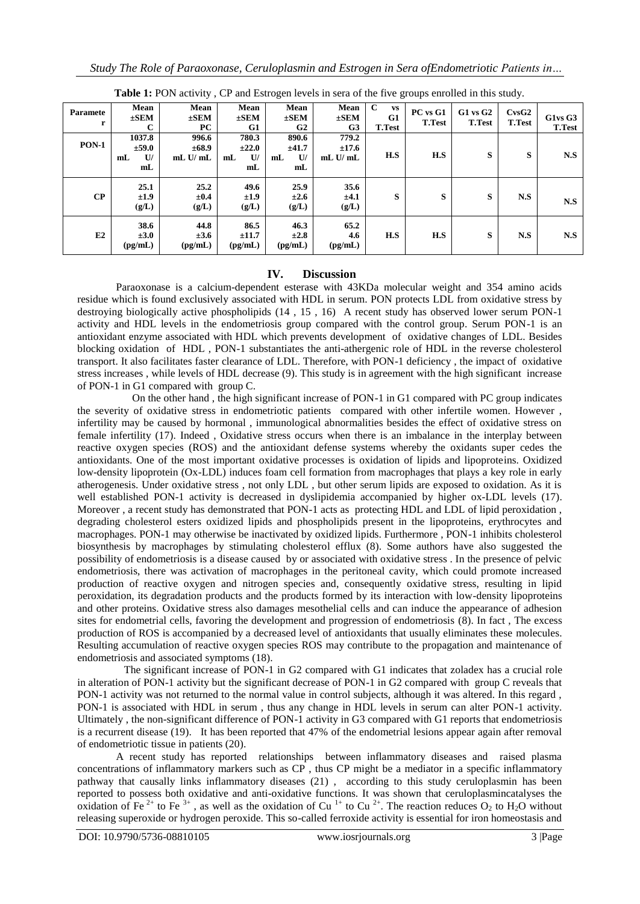**Table 1:** PON activity , CP and Estrogen levels in sera of the five groups enrolled in this study.

| Parameter | Mean ±SEM C | Mean ±SEM PC | Mean ±SEM G1 | Mean ±SEM G2 | Mean ±SEM G3 | C vs G1 T.Test | PC vs G1 T.Test | G1 vs G2 T.Test | CvsG2 T.Test | G1vs G3 T.Test |
|---|---|---|---|---|---|---|---|---|---|---|
| PON-1 | 1037.8 ±59.0 mL U/ mL | 996.6 ±68.9 mL U/ mL | 780.3 ±22.0 mL U/ mL | 890.6 ±41.7 mL U/ mL | 779.2 ±17.6 mL U/ mL | H.S | H.S | S | S | N.S |
| CP | 25.1 ±1.9 (g/L) | 25.2 ±0.4 (g/L) | 49.6 ±1.9 (g/L) | 25.9 ±2.6 (g/L) | 35.6 ±4.1 (g/L) | S | S | S | N.S | N.S |
| E2 | 38.6 ±3.0 (pg/mL) | 44.8 ±3.6 (pg/mL) | 86.5 ±11.7 (pg/mL) | 46.3 ±2.8 (pg/mL) | 65.2 4.6 (pg/mL) | H.S | H.S | S | N.S | N.S |

## IV. Discussion

Paraoxonase is a calcium-dependent esterase with 43KDa molecular weight and 354 amino acids residue which is found exclusively associated with HDL in serum. PON protects LDL from oxidative stress by destroying biologically active phospholipids (14 , 15 , 16) A recent study has observed lower serum PON-1 activity and HDL levels in the endometriosis group compared with the control group. Serum PON-1 is an antioxidant enzyme associated with HDL which prevents development of oxidative changes of LDL. Besides blocking oxidation of HDL , PON-1 substantiates the anti-athergenic role of HDL in the reverse cholesterol transport. It also facilitates faster clearance of LDL. Therefore, with PON-1 deficiency , the impact of oxidative stress increases , while levels of HDL decrease (9). This study is in agreement with the high significant increase of PON-1 in G1 compared with group C.

On the other hand , the high significant increase of PON-1 in G1 compared with PC group indicates the severity of oxidative stress in endometriotic patients compared with other infertile women. However , infertility may be caused by hormonal , immunological abnormalities besides the effect of oxidative stress on female infertility (17). Indeed , Oxidative stress occurs when there is an imbalance in the interplay between reactive oxygen species (ROS) and the antioxidant defense systems whereby the oxidants super cedes the antioxidants. One of the most important oxidative processes is oxidation of lipids and lipoproteins. Oxidized low-density lipoprotein (Ox-LDL) induces foam cell formation from macrophages that plays a key role in early atherogenesis. Under oxidative stress , not only LDL , but other serum lipids are exposed to oxidation. As it is well established PON-1 activity is decreased in dyslipidemia accompanied by higher ox-LDL levels (17). Moreover , a recent study has demonstrated that PON-1 acts as protecting HDL and LDL of lipid peroxidation , degrading cholesterol esters oxidized lipids and phospholipids present in the lipoproteins, erythrocytes and macrophages. PON-1 may otherwise be inactivated by oxidized lipids. Furthermore , PON-1 inhibits cholesterol biosynthesis by macrophages by stimulating cholesterol efflux (8). Some authors have also suggested the possibility of endometriosis is a disease caused by or associated with oxidative stress . In the presence of pelvic endometriosis, there was activation of macrophages in the peritoneal cavity, which could promote increased production of reactive oxygen and nitrogen species and, consequently oxidative stress, resulting in lipid peroxidation, its degradation products and the products formed by its interaction with low-density lipoproteins and other proteins. Oxidative stress also damages mesothelial cells and can induce the appearance of adhesion sites for endometrial cells, favoring the development and progression of endometriosis (8). In fact , The excess production of ROS is accompanied by a decreased level of antioxidants that usually eliminates these molecules. Resulting accumulation of reactive oxygen species ROS may contribute to the propagation and maintenance of endometriosis and associated symptoms (18).

The significant increase of PON-1 in G2 compared with G1 indicates that zoladex has a crucial role in alteration of PON-1 activity but the significant decrease of PON-1 in G2 compared with group C reveals that PON-1 activity was not returned to the normal value in control subjects, although it was altered. In this regard , PON-1 is associated with HDL in serum , thus any change in HDL levels in serum can alter PON-1 activity. Ultimately , the non-significant difference of PON-1 activity in G3 compared with G1 reports that endometriosis is a recurrent disease (19). It has been reported that 47% of the endometrial lesions appear again after removal of endometriotic tissue in patients (20).

A recent study has reported relationships between inflammatory diseases and raised plasma concentrations of inflammatory markers such as CP , thus CP might be a mediator in a specific inflammatory pathway that causally links inflammatory diseases (21) , according to this study ceruloplasmin has been reported to possess both oxidative and anti-oxidative functions. It was shown that ceruloplasmincatalyses the oxidation of $Fe^{2+}$ to $Fe^{3+}$ , as well as the oxidation of $Cu^{1+}$ to $Cu^{2+}$. The reaction reduces $O_2$ to $H_2O$ without releasing superoxide or hydrogen peroxide. This so-called ferroxide activity is essential for iron homeostasis and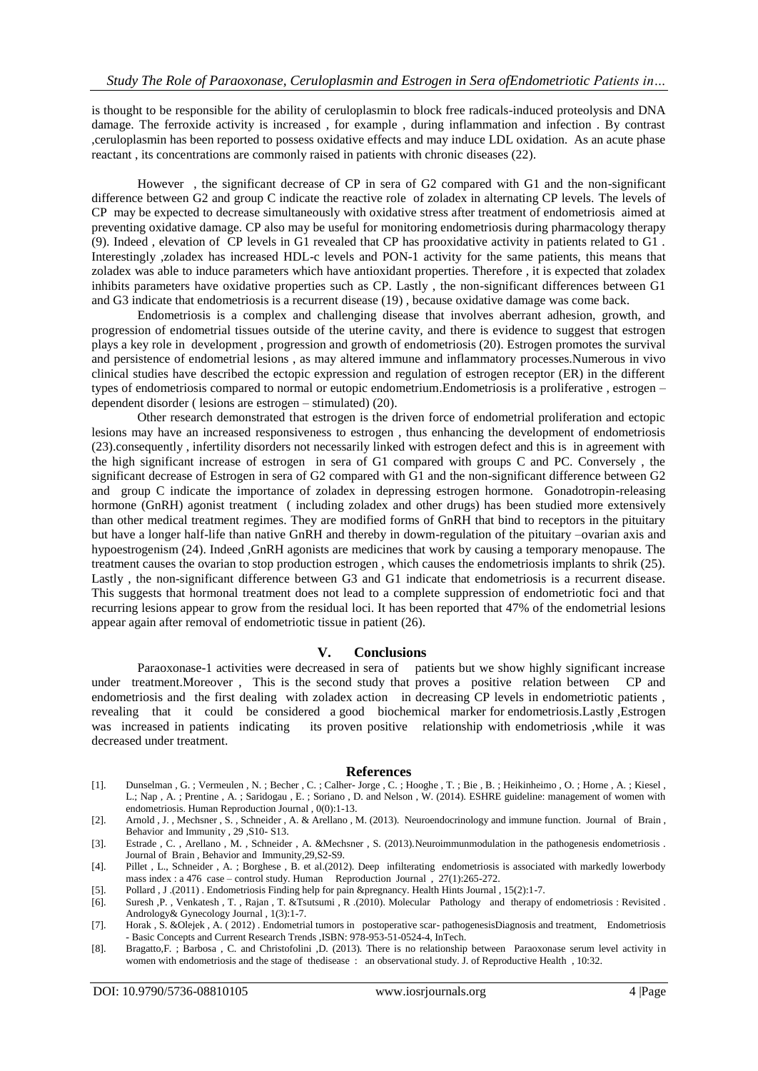is thought to be responsible for the ability of ceruloplasmin to block free radicals-induced proteolysis and DNA damage. The ferroxide activity is increased , for example , during inflammation and infection . By contrast ,ceruloplasmin has been reported to possess oxidative effects and may induce LDL oxidation. As an acute phase reactant , its concentrations are commonly raised in patients with chronic diseases (22).

However , the significant decrease of CP in sera of G2 compared with G1 and the non-significant difference between G2 and group C indicate the reactive role of zoladex in alternating CP levels. The levels of CP may be expected to decrease simultaneously with oxidative stress after treatment of endometriosis aimed at preventing oxidative damage. CP also may be useful for monitoring endometriosis during pharmacology therapy (9). Indeed , elevation of CP levels in G1 revealed that CP has prooxidative activity in patients related to G1 . Interestingly ,zoladex has increased HDL-c levels and PON-1 activity for the same patients, this means that zoladex was able to induce parameters which have antioxidant properties. Therefore , it is expected that zoladex inhibits parameters have oxidative properties such as CP. Lastly , the non-significant differences between G1 and G3 indicate that endometriosis is a recurrent disease (19) , because oxidative damage was come back.

Endometriosis is a complex and challenging disease that involves aberrant adhesion, growth, and progression of endometrial tissues outside of the uterine cavity, and there is evidence to suggest that estrogen plays a key role in development , progression and growth of endometriosis (20). Estrogen promotes the survival and persistence of endometrial lesions , as may altered immune and inflammatory processes.Numerous in vivo clinical studies have described the ectopic expression and regulation of estrogen receptor (ER) in the different types of endometriosis compared to normal or eutopic endometrium.Endometriosis is a proliferative , estrogen – dependent disorder ( lesions are estrogen – stimulated) (20).

Other research demonstrated that estrogen is the driven force of endometrial proliferation and ectopic lesions may have an increased responsiveness to estrogen , thus enhancing the development of endometriosis (23).consequently , infertility disorders not necessarily linked with estrogen defect and this is in agreement with the high significant increase of estrogen in sera of G1 compared with groups C and PC. Conversely , the significant decrease of Estrogen in sera of G2 compared with G1 and the non-significant difference between G2 and group C indicate the importance of zoladex in depressing estrogen hormone. Gonadotropin-releasing hormone (GnRH) agonist treatment ( including zoladex and other drugs) has been studied more extensively than other medical treatment regimes. They are modified forms of GnRH that bind to receptors in the pituitary but have a longer half-life than native GnRH and thereby in dowm-regulation of the pituitary –ovarian axis and hypoestrogenism (24). Indeed ,GnRH agonists are medicines that work by causing a temporary menopause. The treatment causes the ovarian to stop production estrogen , which causes the endometriosis implants to shrik (25). Lastly , the non-significant difference between G3 and G1 indicate that endometriosis is a recurrent disease. This suggests that hormonal treatment does not lead to a complete suppression of endometriotic foci and that recurring lesions appear to grow from the residual loci. It has been reported that 47% of the endometrial lesions appear again after removal of endometriotic tissue in patient (26).

## V. Conclusions

Paraoxonase-1 activities were decreased in sera of patients but we show highly significant increase under treatment.Moreover , This is the second study that proves a positive relation between CP and endometriosis and the first dealing with zoladex action in decreasing CP levels in endometriotic patients , revealing that it could be considered a good biochemical marker for endometriosis.Lastly ,Estrogen was increased in patients indicating its proven positive relationship with endometriosis ,while it was decreased under treatment.

## References

[1]. Dunselman , G. ; Vermeulen , N. ; Becher , C. ; Calher- Jorge , C. ; Hooghe , T. ; Bie , B. ; Heikinheimo , O. ; Horne , A. ; Kiesel , L.; Nap , A. ; Prentine , A. ; Saridogau , E. ; Soriano , D. and Nelson , W. (2014). ESHRE guideline: management of women with endometriosis. Human Reproduction Journal , 0(0):1-13.

[2]. Arnold , J. , Mechsner , S. , Schneider , A. & Arellano , M. (2013). Neuroendocrinology and immune function. Journal of Brain , Behavior and Immunity , 29 ,S10- S13.

[3]. Estrade , C. , Arellano , M. , Schneider , A. &Mechsner , S. (2013).Neuroimmunmodulation in the pathogenesis endometriosis . Journal of Brain , Behavior and Immunity,29,S2-S9.

[4]. Pillet , L., Schneider , A. ; Borghese , B. et al.(2012). Deep infilterating endometriosis is associated with markedly lowerbody mass index : a 476 case – control study. Human Reproduction Journal , 27(1):265-272.

[5]. Pollard , J .(2011) . Endometriosis Finding help for pain &pregnancy. Health Hints Journal , 15(2):1-7.

[6]. Suresh ,P. , Venkatesh , T. , Rajan , T. &Tsutsumi , R .(2010). Molecular Pathology and therapy of endometriosis : Revisited . Andrology& Gynecology Journal , 1(3):1-7.

[7]. Horak , S. &Olejek , A. ( 2012) . Endometrial tumors in postoperative scar- pathogenesisDiagnosis and treatment, Endometriosis - Basic Concepts and Current Research Trends ,ISBN: 978-953-51-0524-4, InTech.

[8]. Bragatto,F. ; Barbosa , C. and Christofolini ,D. (2013). There is no relationship between Paraoxonase serum level activity in women with endometriosis and the stage of thedisease : an observational study. J. of Reproductive Health , 10:32.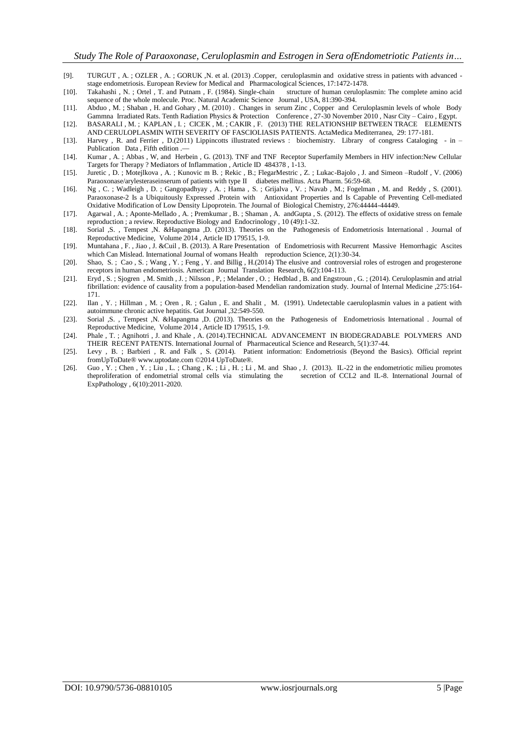[9]. TURGUT , A. ; OZLER , A. ; GORUK ,N. et al. (2013) .Copper, ceruloplasmin and oxidative stress in patients with advanced - stage endometriosis. European Review for Medical and Pharmacological Sciences, 17:1472-1478.

[10]. Takahashi , N. ; Ortel , T. and Putnam , F. (1984). Single-chain structure of human ceruloplasmin: The complete amino acid sequence of the whole molecule. Proc. Natural Academic Science Journal , USA, 81:390-394.

[11]. Abduo , M. ; Shaban , H. and Gohary , M. (2010) . Changes in serum Zinc , Copper and Ceruloplasmin levels of whole Body Gammna Irradiated Rats. Tenth Radiation Physics & Protection Conference , 27-30 November 2010 , Nasr City – Cairo , Egypt.

[12]. BASARALI , M. ; KAPLAN , I. ; CICEK , M. ; CAKIR , F. (2013) THE RELATIONSHIP BETWEEN TRACE ELEMENTS AND CERULOPLASMIN WITH SEVERITY OF FASCIOLIASIS PATIENTS. ActaMedica Mediterranea, 29: 177-181.

[13]. Harvey , R. and Ferrier , D.(2011) Lippincotts illustrated reviews : biochemistry. Library of congress Cataloging - in – Publication Data , Fifth edition .—

[14]. Kumar , A. ; Abbas , W, and Herbein , G. (2013). TNF and TNF Receptor Superfamily Members in HIV infection:New Cellular Targets for Therapy ? Mediators of Inflammation , Article ID 484378 , 1-13.

[15]. Juretic , D. ; Motejlkova , A. ; Kunovic m B. ; Rekic , B.; FlegarMestric , Z. ; Lukac-Bajolo , J. and Simeon –Rudolf , V. (2006) Paraoxonase/arylesteraseinserum of patients with type II diabetes mellitus. Acta Pharm. 56:59-68.

[16]. Ng , C. ; Wadleigh , D. ; Gangopadhyay , A. ; Hama , S. ; Grijalva , V. ; Navab , M.; Fogelman , M. and Reddy , S. (2001). Paraoxonase-2 Is a Ubiquitously Expressed .Protein with Antioxidant Properties and Is Capable of Preventing Cell-mediated Oxidative Modification of Low Density Lipoprotein. The Journal of Biological Chemistry, 276:44444-44449.

[17]. Agarwal , A. ; Aponte-Mellado , A. ; Premkumar , B. ; Shaman , A. andGupta , S. (2012). The effects of oxidative stress on female reproduction ; a review. Reproductive Biology and Endocrinology , 10 (49):1-32.

[18]. Sorial ,S. , Tempest ,N. &Hapangma ,D. (2013). Theories on the Pathogenesis of Endometriosis International . Journal of Reproductive Medicine, Volume 2014 , Article ID 179515, 1-9.

[19]. Muntahana , F. , Jiao , J. &Cuil , B. (2013). A Rare Presentation of Endometriosis with Recurrent Massive Hemorrhagic Ascites which Can Mislead. International Journal of womans Health reproduction Science, 2(1):30-34.

[20]. Shao, S. ; Cao , S. ; Wang , Y. ; Feng , Y. and Billig , H.(2014) The elusive and controversial roles of estrogen and progesterone receptors in human endometriosis. American Journal Translation Research, 6(2):104-113.

[21]. Eryd , S. ; Sjogren , M. Smith , J. ; Nilsson , P, ; Melander , O. ; Hedblad , B. and Engstroun , G. ; (2014). Ceruloplasmin and atrial fibrillation: evidence of causality from a population-based Mendelian randomization study. Journal of Internal Medicine ,275:164-171.

[22]. Ilan , Y. ; Hillman , M. ; Oren , R. ; Galun , E. and Shalit , M. (1991). Undetectable caeruloplasmin values in a patient with autoimmune chronic active hepatitis. Gut Journal ,32:549-550.

[23]. Sorial ,S. , Tempest ,N. &Hapangma ,D. (2013). Theories on the Pathogenesis of Endometriosis International . Journal of Reproductive Medicine, Volume 2014 , Article ID 179515, 1-9.

[24]. Phale , T. ; Agnihotri , J. and Khale , A. (2014).TECHNICAL ADVANCEMENT IN BIODEGRADABLE POLYMERS AND THEIR RECENT PATENTS. International Journal of Pharmaceutical Science and Research, 5(1):37-44.

[25]. Levy , B. ; Barbieri , R. and Falk , S. (2014). Patient information: Endometriosis (Beyond the Basics). Official reprint fromUpToDate® www.uptodate.com ©2014 UpToDate®.

[26]. Guo , Y. ; Chen , Y. ; Liu , L. ; Chang , K. ; Li , H. ; Li , M. and Shao , J. (2013). IL-22 in the endometriotic milieu promotes theproliferation of endometrial stromal cells via stimulating the secretion of CCL2 and IL-8. International Journal of ExpPathology , 6(10):2011-2020.